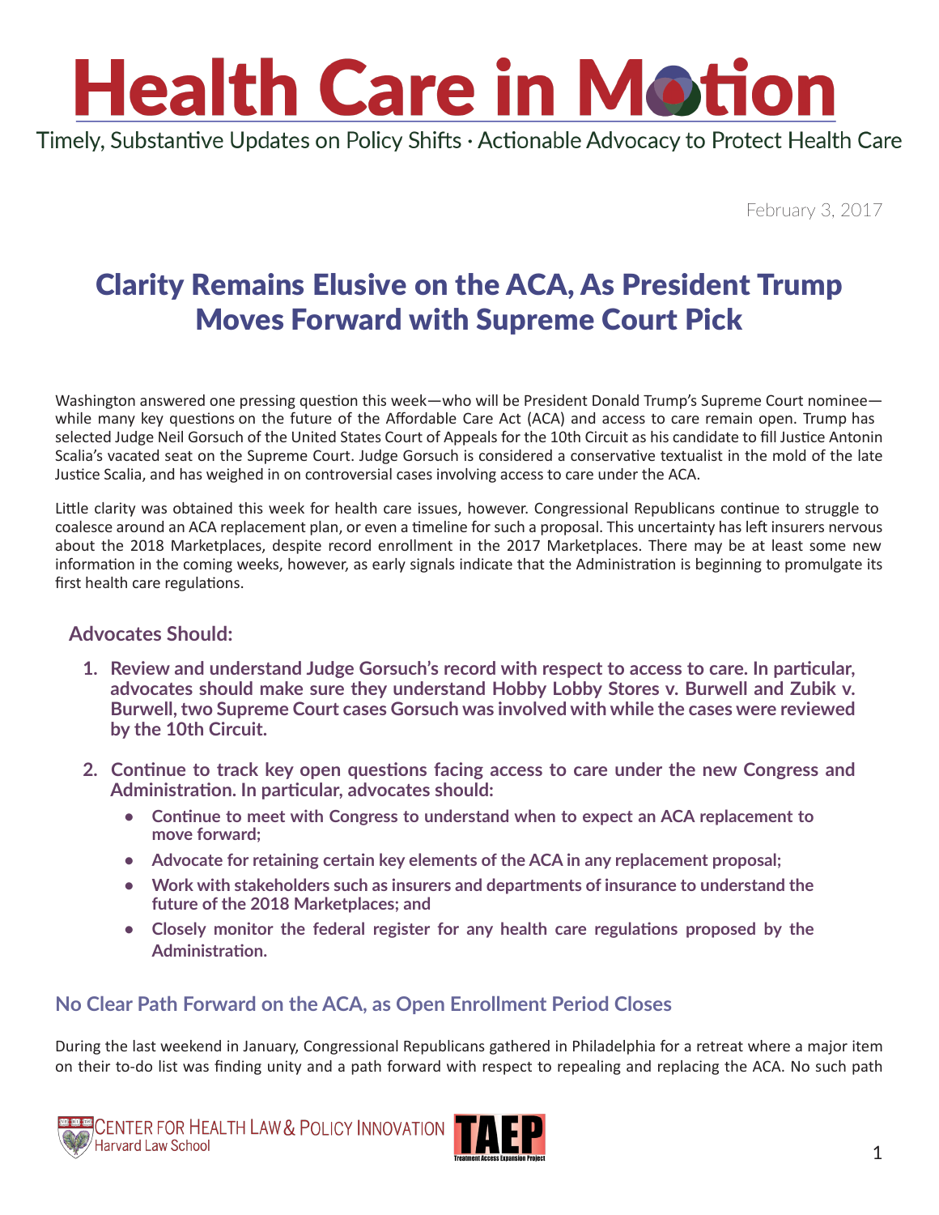# Health Care in Motion

Timely, Substantive Updates on Policy Shifts · Actionable Advocacy to Protect Health Care

February 3, 2017

## Clarity Remains Elusive on the ACA, As President Trump Moves Forward with Supreme Court Pick

Washington answered one pressing question this week—who will be President Donald Trump's Supreme Court nominee—while many key questions on the future of the Affordable Care Act (ACA) and access to care remain open. Trump has selected Judge Neil Gorsuch of the United States Court of Appeals for the 10th Circuit as his candidate to fill Justice Antonin Scalia's vacated seat on the Supreme Court. Judge Gorsuch is considered a conservative textualist in the mold of the late Justice Scalia, and has weighed in on controversial cases involving access to care under the ACA.

Little clarity was obtained this week for health care issues, however. Congressional Republicans continue to struggle to coalesce around an ACA replacement plan, or even a timeline for such a proposal. This uncertainty has left insurers nervous about the 2018 Marketplaces, despite record enrollment in the 2017 Marketplaces. There may be at least some new information in the coming weeks, however, as early signals indicate that the Administration is beginning to promulgate its first health care regulations.

### Advocates Should:

1. **Review and understand Judge Gorsuch's record with respect to access to care. In particular, advocates should make sure they understand Hobby Lobby Stores v. Burwell and Zubik v. Burwell, two Supreme Court cases Gorsuch was involved with while the cases were reviewed by the 10th Circuit.**
2. **Continue to track key open questions facing access to care under the new Congress and Administration. In particular, advocates should:**
   - **Continue to meet with Congress to understand when to expect an ACA replacement to move forward;**
   - **Advocate for retaining certain key elements of the ACA in any replacement proposal;**
   - **Work with stakeholders such as insurers and departments of insurance to understand the future of the 2018 Marketplaces; and**
   - **Closely monitor the federal register for any health care regulations proposed by the Administration.**

### No Clear Path Forward on the ACA, as Open Enrollment Period Closes

During the last weekend in January, Congressional Republicans gathered in Philadelphia for a retreat where a major item on their to-do list was finding unity and a path forward with respect to repealing and replacing the ACA. No such path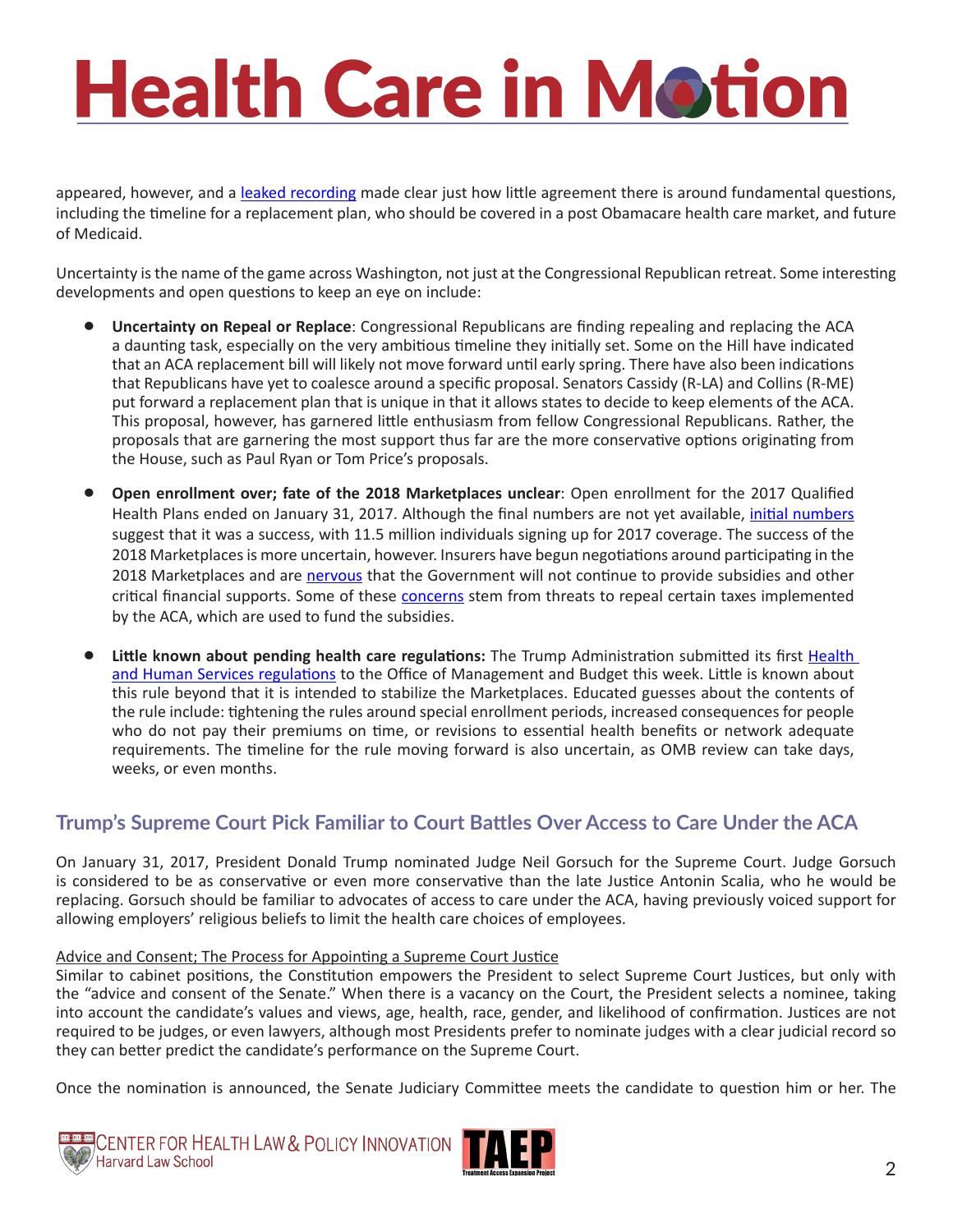appeared, however, and a leaked recording made clear just how little agreement there is around fundamental questions, including the timeline for a replacement plan, who should be covered in a post Obamacare health care market, and future of Medicaid.

Uncertainty is the name of the game across Washington, not just at the Congressional Republican retreat. Some interesting developments and open questions to keep an eye on include:

- **Uncertainty on Repeal or Replace**: Congressional Republicans are finding repealing and replacing the ACA a daunting task, especially on the very ambitious timeline they initially set. Some on the Hill have indicated that an ACA replacement bill will likely not move forward until early spring. There have also been indications that Republicans have yet to coalesce around a specific proposal. Senators Cassidy (R-LA) and Collins (R-ME) put forward a replacement plan that is unique in that it allows states to decide to keep elements of the ACA. This proposal, however, has garnered little enthusiasm from fellow Congressional Republicans. Rather, the proposals that are garnering the most support thus far are the more conservative options originating from the House, such as Paul Ryan or Tom Price's proposals.

- **Open enrollment over; fate of the 2018 Marketplaces unclear**: Open enrollment for the 2017 Qualified Health Plans ended on January 31, 2017. Although the final numbers are not yet available, initial numbers suggest that it was a success, with 11.5 million individuals signing up for 2017 coverage. The success of the 2018 Marketplaces is more uncertain, however. Insurers have begun negotiations around participating in the 2018 Marketplaces and are nervous that the Government will not continue to provide subsidies and other critical financial supports. Some of these concerns stem from threats to repeal certain taxes implemented by the ACA, which are used to fund the subsidies.

- **Little known about pending health care regulations:** The Trump Administration submitted its first Health and Human Services regulations to the Office of Management and Budget this week. Little is known about this rule beyond that it is intended to stabilize the Marketplaces. Educated guesses about the contents of the rule include: tightening the rules around special enrollment periods, increased consequences for people who do not pay their premiums on time, or revisions to essential health benefits or network adequate requirements. The timeline for the rule moving forward is also uncertain, as OMB review can take days, weeks, or even months.

## Trump's Supreme Court Pick Familiar to Court Battles Over Access to Care Under the ACA

On January 31, 2017, President Donald Trump nominated Judge Neil Gorsuch for the Supreme Court. Judge Gorsuch is considered to be as conservative or even more conservative than the late Justice Antonin Scalia, who he would be replacing. Gorsuch should be familiar to advocates of access to care under the ACA, having previously voiced support for allowing employers' religious beliefs to limit the health care choices of employees.

Advice and Consent; The Process for Appointing a Supreme Court Justice

Similar to cabinet positions, the Constitution empowers the President to select Supreme Court Justices, but only with the "advice and consent of the Senate." When there is a vacancy on the Court, the President selects a nominee, taking into account the candidate's values and views, age, health, race, gender, and likelihood of confirmation. Justices are not required to be judges, or even lawyers, although most Presidents prefer to nominate judges with a clear judicial record so they can better predict the candidate's performance on the Supreme Court.

Once the nomination is announced, the Senate Judiciary Committee meets the candidate to question him or her. The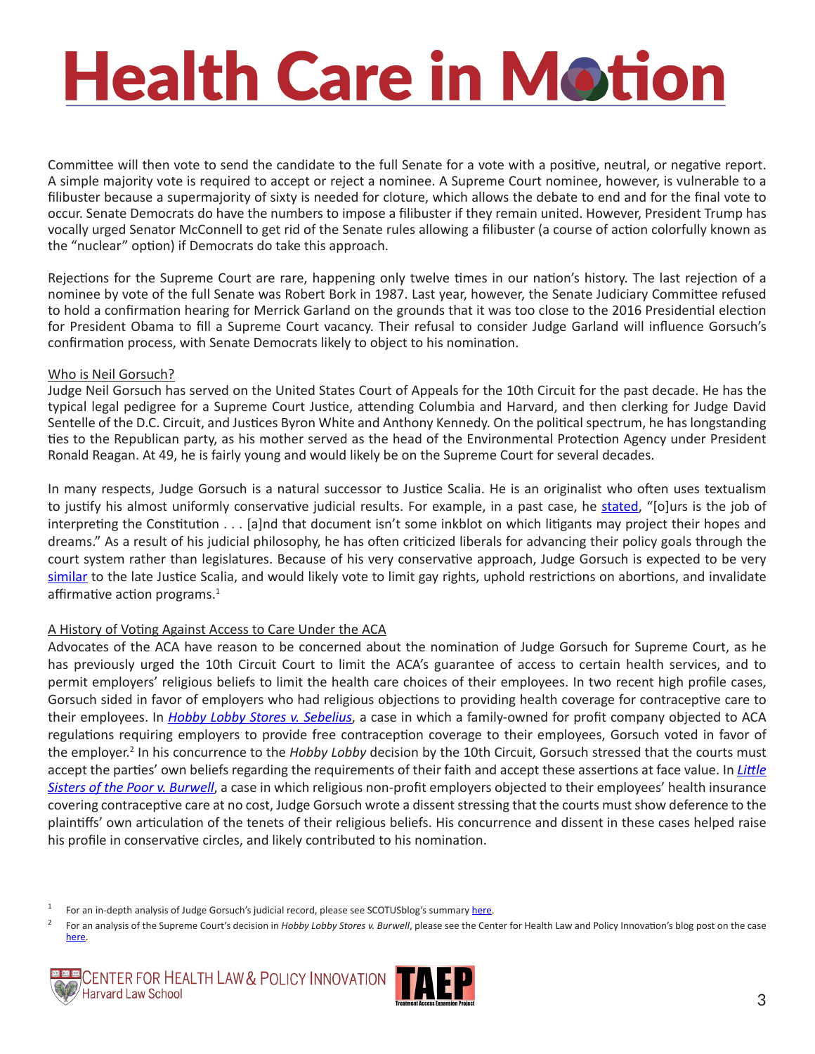Committee will then vote to send the candidate to the full Senate for a vote with a positive, neutral, or negative report. A simple majority vote is required to accept or reject a nominee. A Supreme Court nominee, however, is vulnerable to a filibuster because a supermajority of sixty is needed for cloture, which allows the debate to end and for the final vote to occur. Senate Democrats do have the numbers to impose a filibuster if they remain united. However, President Trump has vocally urged Senator McConnell to get rid of the Senate rules allowing a filibuster (a course of action colorfully known as the "nuclear" option) if Democrats do take this approach.

Rejections for the Supreme Court are rare, happening only twelve times in our nation's history. The last rejection of a nominee by vote of the full Senate was Robert Bork in 1987. Last year, however, the Senate Judiciary Committee refused to hold a confirmation hearing for Merrick Garland on the grounds that it was too close to the 2016 Presidential election for President Obama to fill a Supreme Court vacancy. Their refusal to consider Judge Garland will influence Gorsuch's confirmation process, with Senate Democrats likely to object to his nomination.

### Who is Neil Gorsuch?

Judge Neil Gorsuch has served on the United States Court of Appeals for the 10th Circuit for the past decade. He has the typical legal pedigree for a Supreme Court Justice, attending Columbia and Harvard, and then clerking for Judge David Sentelle of the D.C. Circuit, and Justices Byron White and Anthony Kennedy. On the political spectrum, he has longstanding ties to the Republican party, as his mother served as the head of the Environmental Protection Agency under President Ronald Reagan. At 49, he is fairly young and would likely be on the Supreme Court for several decades.

In many respects, Judge Gorsuch is a natural successor to Justice Scalia. He is an originalist who often uses textualism to justify his almost uniformly conservative judicial results. For example, in a past case, he stated, "[o]urs is the job of interpreting the Constitution . . . [a]nd that document isn't some inkblot on which litigants may project their hopes and dreams." As a result of his judicial philosophy, he has often criticized liberals for advancing their policy goals through the court system rather than legislatures. Because of his very conservative approach, Judge Gorsuch is expected to be very similar to the late Justice Scalia, and would likely vote to limit gay rights, uphold restrictions on abortions, and invalidate affirmative action programs.[1]

### A History of Voting Against Access to Care Under the ACA

Advocates of the ACA have reason to be concerned about the nomination of Judge Gorsuch for Supreme Court, as he has previously urged the 10th Circuit Court to limit the ACA's guarantee of access to certain health services, and to permit employers' religious beliefs to limit the health care choices of their employees. In two recent high profile cases, Gorsuch sided in favor of employers who had religious objections to providing health coverage for contraceptive care to their employees. In *Hobby Lobby Stores v. Sebelius*, a case in which a family-owned for profit company objected to ACA regulations requiring employers to provide free contraception coverage to their employees, Gorsuch voted in favor of the employer.[2] In his concurrence to the *Hobby Lobby* decision by the 10th Circuit, Gorsuch stressed that the courts must accept the parties' own beliefs regarding the requirements of their faith and accept these assertions at face value. In *Little Sisters of the Poor v. Burwell*, a case in which religious non-profit employers objected to their employees' health insurance covering contraceptive care at no cost, Judge Gorsuch wrote a dissent stressing that the courts must show deference to the plaintiffs' own articulation of the tenets of their religious beliefs. His concurrence and dissent in these cases helped raise his profile in conservative circles, and likely contributed to his nomination.

---

[1] For an in-depth analysis of Judge Gorsuch's judicial record, please see SCOTUSblog's summary here.

[2] For an analysis of the Supreme Court's decision in *Hobby Lobby Stores v. Burwell*, please see the Center for Health Law and Policy Innovation's blog post on the case here.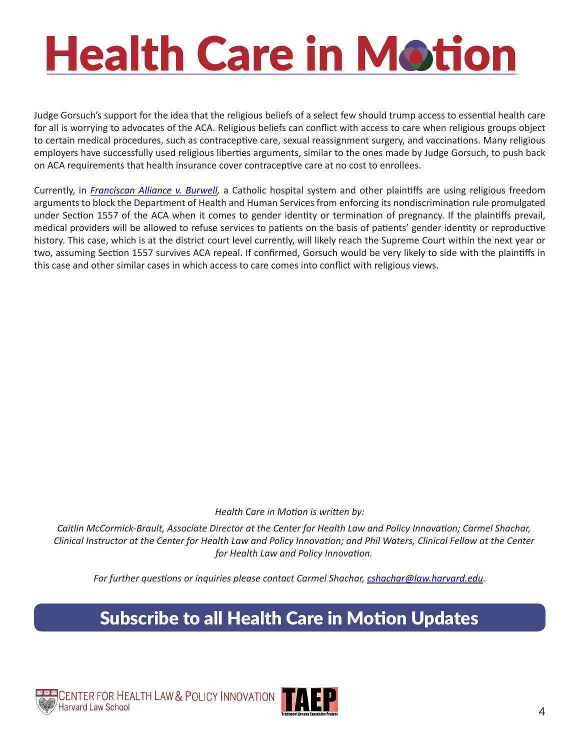Judge Gorsuch's support for the idea that the religious beliefs of a select few should trump access to essential health care for all is worrying to advocates of the ACA. Religious beliefs can conflict with access to care when religious groups object to certain medical procedures, such as contraceptive care, sexual reassignment surgery, and vaccinations. Many religious employers have successfully used religious liberties arguments, similar to the ones made by Judge Gorsuch, to push back on ACA requirements that health insurance cover contraceptive care at no cost to enrollees.

Currently, in *Franciscan Alliance v. Burwell,* a Catholic hospital system and other plaintiffs are using religious freedom arguments to block the Department of Health and Human Services from enforcing its nondiscrimination rule promulgated under Section 1557 of the ACA when it comes to gender identity or termination of pregnancy. If the plaintiffs prevail, medical providers will be allowed to refuse services to patients on the basis of patients' gender identity or reproductive history. This case, which is at the district court level currently, will likely reach the Supreme Court within the next year or two, assuming Section 1557 survives ACA repeal. If confirmed, Gorsuch would be very likely to side with the plaintiffs in this case and other similar cases in which access to care comes into conflict with religious views.

*Health Care in Motion is written by:*

*Caitlin McCormick-Brault, Associate Director at the Center for Health Law and Policy Innovation; Carmel Shachar, Clinical Instructor at the Center for Health Law and Policy Innovation; and Phil Waters, Clinical Fellow at the Center for Health Law and Policy Innovation.*

*For further questions or inquiries please contact Carmel Shachar, cshachar@law.harvard.edu.*

## Subscribe to all Health Care in Motion Updates

Center for Health Law & Policy Innovation
Harvard Law School

TAEP
Treatment Access Expansion Project